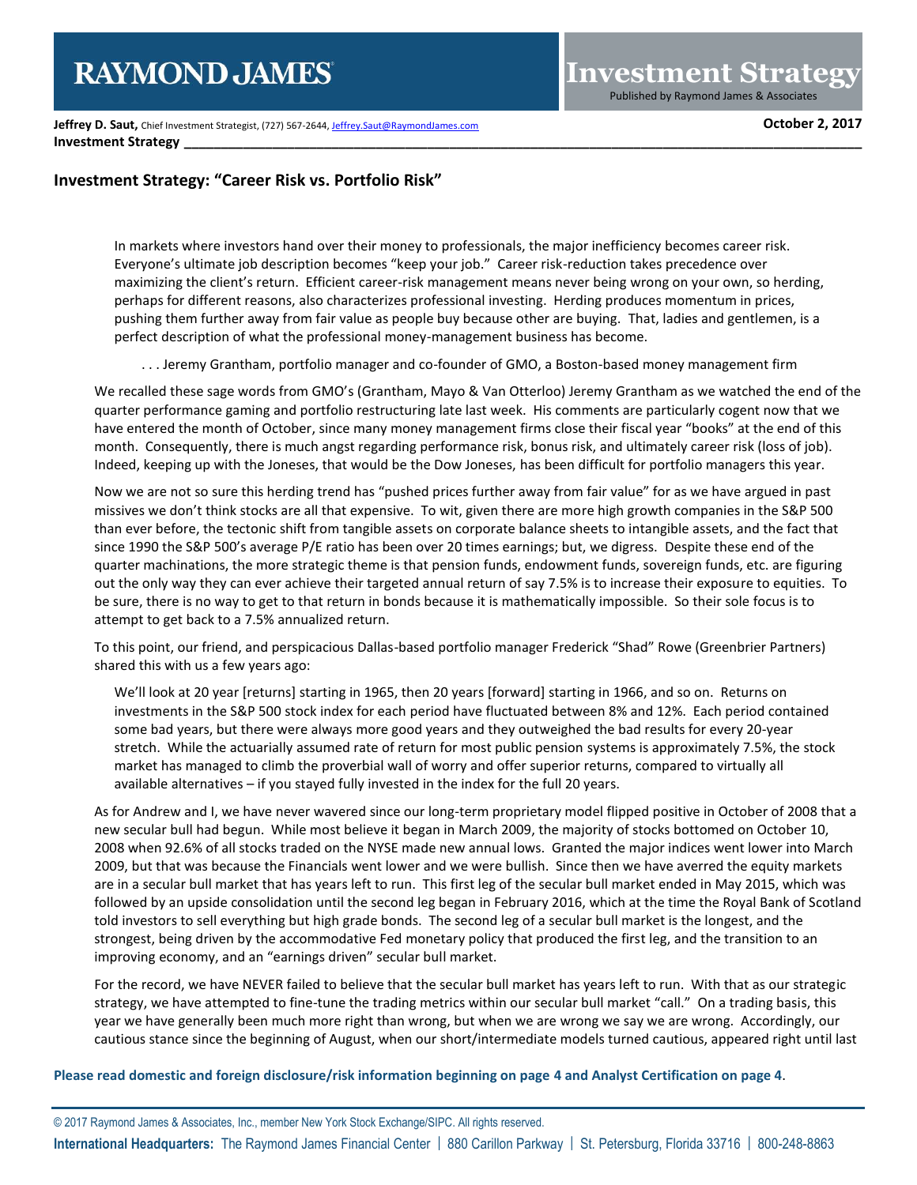**Jeffrey D. Saut,** Chief Investment Strategist, (727) 567-2644, Jeffrey.Saut@RaymondJames.com **October 2, 2017**

**Investment Strategy**

## Investment Strategy: "Career Risk vs. Portfolio Risk"

> In markets where investors hand over their money to professionals, the major inefficiency becomes career risk. Everyone's ultimate job description becomes "keep your job." Career risk-reduction takes precedence over maximizing the client's return. Efficient career-risk management means never being wrong on your own, so herding, perhaps for different reasons, also characterizes professional investing. Herding produces momentum in prices, pushing them further away from fair value as people buy because other are buying. That, ladies and gentlemen, is a perfect description of what the professional money-management business has become.
>
> . . . Jeremy Grantham, portfolio manager and co-founder of GMO, a Boston-based money management firm

We recalled these sage words from GMO's (Grantham, Mayo & Van Otterloo) Jeremy Grantham as we watched the end of the quarter performance gaming and portfolio restructuring late last week. His comments are particularly cogent now that we have entered the month of October, since many money management firms close their fiscal year "books" at the end of this month. Consequently, there is much angst regarding performance risk, bonus risk, and ultimately career risk (loss of job). Indeed, keeping up with the Joneses, that would be the Dow Joneses, has been difficult for portfolio managers this year.

Now we are not so sure this herding trend has "pushed prices further away from fair value" for as we have argued in past missives we don't think stocks are all that expensive. To wit, given there are more high growth companies in the S&P 500 than ever before, the tectonic shift from tangible assets on corporate balance sheets to intangible assets, and the fact that since 1990 the S&P 500's average P/E ratio has been over 20 times earnings; but, we digress. Despite these end of the quarter machinations, the more strategic theme is that pension funds, endowment funds, sovereign funds, etc. are figuring out the only way they can ever achieve their targeted annual return of say 7.5% is to increase their exposure to equities. To be sure, there is no way to get to that return in bonds because it is mathematically impossible. So their sole focus is to attempt to get back to a 7.5% annualized return.

To this point, our friend, and perspicacious Dallas-based portfolio manager Frederick "Shad" Rowe (Greenbrier Partners) shared this with us a few years ago:

> We'll look at 20 year [returns] starting in 1965, then 20 years [forward] starting in 1966, and so on. Returns on investments in the S&P 500 stock index for each period have fluctuated between 8% and 12%. Each period contained some bad years, but there were always more good years and they outweighed the bad results for every 20-year stretch. While the actuarially assumed rate of return for most public pension systems is approximately 7.5%, the stock market has managed to climb the proverbial wall of worry and offer superior returns, compared to virtually all available alternatives – if you stayed fully invested in the index for the full 20 years.

As for Andrew and I, we have never wavered since our long-term proprietary model flipped positive in October of 2008 that a new secular bull had begun. While most believe it began in March 2009, the majority of stocks bottomed on October 10, 2008 when 92.6% of all stocks traded on the NYSE made new annual lows. Granted the major indices went lower into March 2009, but that was because the Financials went lower and we were bullish. Since then we have averred the equity markets are in a secular bull market that has years left to run. This first leg of the secular bull market ended in May 2015, which was followed by an upside consolidation until the second leg began in February 2016, which at the time the Royal Bank of Scotland told investors to sell everything but high grade bonds. The second leg of a secular bull market is the longest, and the strongest, being driven by the accommodative Fed monetary policy that produced the first leg, and the transition to an improving economy, and an "earnings driven" secular bull market.

For the record, we have NEVER failed to believe that the secular bull market has years left to run. With that as our strategic strategy, we have attempted to fine-tune the trading metrics within our secular bull market "call." On a trading basis, this year we have generally been much more right than wrong, but when we are wrong we say we are wrong. Accordingly, our cautious stance since the beginning of August, when our short/intermediate models turned cautious, appeared right until last

**Please read domestic and foreign disclosure/risk information beginning on page 4 and Analyst Certification on page 4.**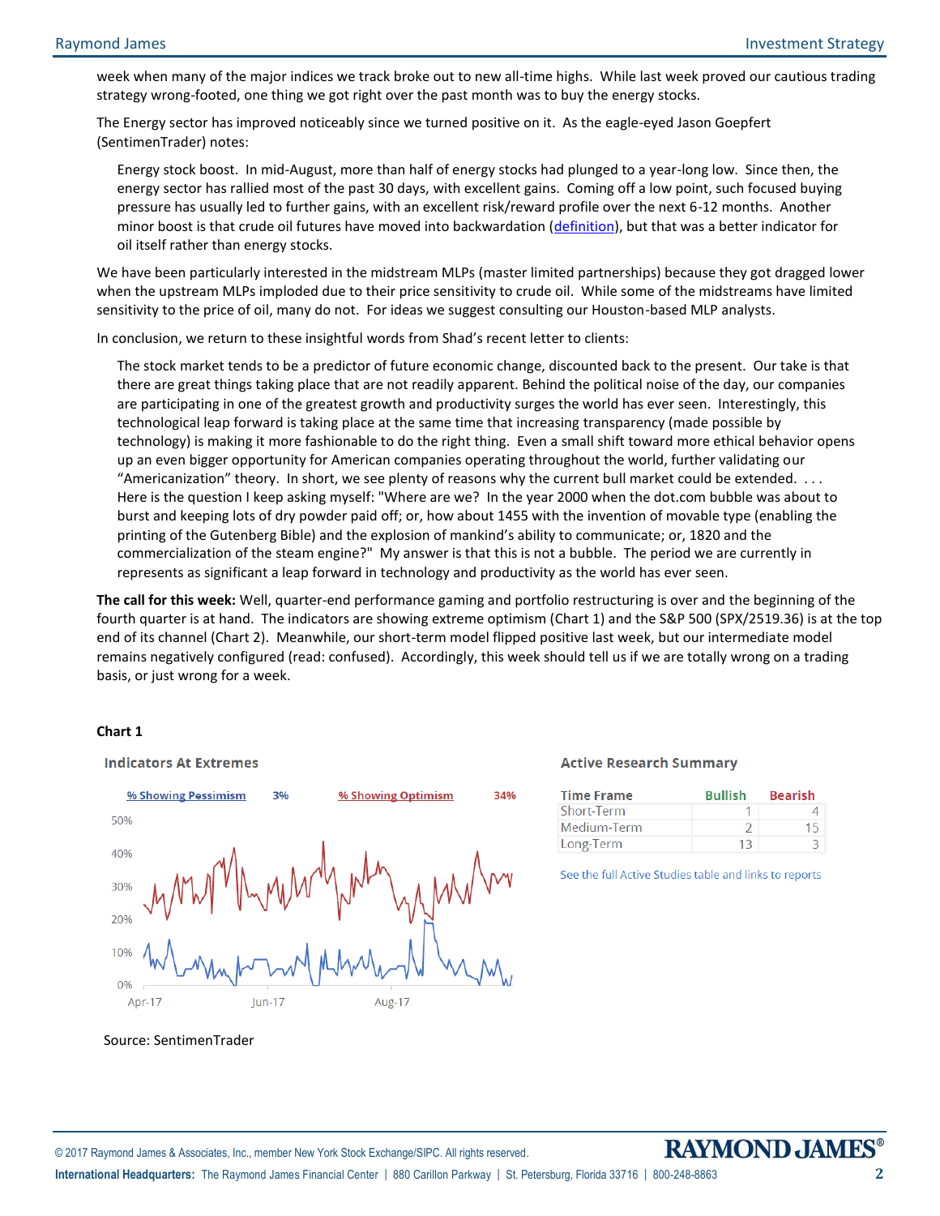week when many of the major indices we track broke out to new all-time highs. While last week proved our cautious trading strategy wrong-footed, one thing we got right over the past month was to buy the energy stocks.

The Energy sector has improved noticeably since we turned positive on it. As the eagle-eyed Jason Goepfert (SentimenTrader) notes:

> Energy stock boost. In mid-August, more than half of energy stocks had plunged to a year-long low. Since then, the energy sector has rallied most of the past 30 days, with excellent gains. Coming off a low point, such focused buying pressure has usually led to further gains, with an excellent risk/reward profile over the next 6-12 months. Another minor boost is that crude oil futures have moved into backwardation (definition), but that was a better indicator for oil itself rather than energy stocks.

We have been particularly interested in the midstream MLPs (master limited partnerships) because they got dragged lower when the upstream MLPs imploded due to their price sensitivity to crude oil. While some of the midstreams have limited sensitivity to the price of oil, many do not. For ideas we suggest consulting our Houston-based MLP analysts.

In conclusion, we return to these insightful words from Shad's recent letter to clients:

> The stock market tends to be a predictor of future economic change, discounted back to the present. Our take is that there are great things taking place that are not readily apparent. Behind the political noise of the day, our companies are participating in one of the greatest growth and productivity surges the world has ever seen. Interestingly, this technological leap forward is taking place at the same time that increasing transparency (made possible by technology) is making it more fashionable to do the right thing. Even a small shift toward more ethical behavior opens up an even bigger opportunity for American companies operating throughout the world, further validating our "Americanization" theory. In short, we see plenty of reasons why the current bull market could be extended. . . . Here is the question I keep asking myself: "Where are we? In the year 2000 when the dot.com bubble was about to burst and keeping lots of dry powder paid off; or, how about 1455 with the invention of movable type (enabling the printing of the Gutenberg Bible) and the explosion of mankind's ability to communicate; or, 1820 and the commercialization of the steam engine?" My answer is that this is not a bubble. The period we are currently in represents as significant a leap forward in technology and productivity as the world has ever seen.

**The call for this week:** Well, quarter-end performance gaming and portfolio restructuring is over and the beginning of the fourth quarter is at hand. The indicators are showing extreme optimism (Chart 1) and the S&P 500 (SPX/2519.36) is at the top end of its channel (Chart 2). Meanwhile, our short-term model flipped positive last week, but our intermediate model remains negatively configured (read: confused). Accordingly, this week should tell us if we are totally wrong on a trading basis, or just wrong for a week.

**Chart 1**

Indicators At Extremes

% Showing Pessimism 3% | % Showing Optimism 34%

Active Research Summary

| Time Frame | Bullish | Bearish |
|---|---|---|
| Short-Term | 1 | 4 |
| Medium-Term | 2 | 15 |
| Long-Term | 13 | 3 |

See the full Active Studies table and links to reports

Source: SentimenTrader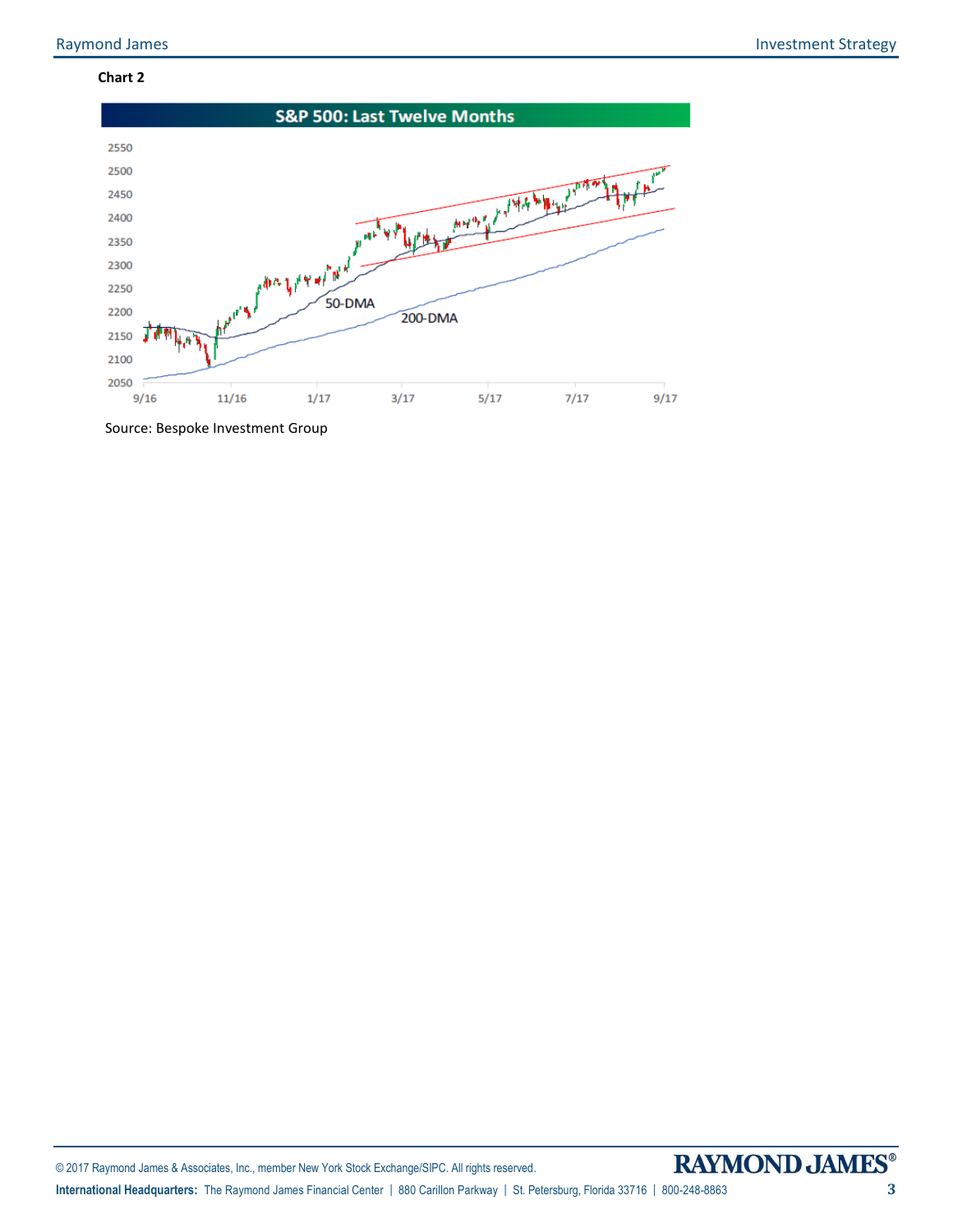**Chart 2**

S&P 500: Last Twelve Months

Source: Bespoke Investment Group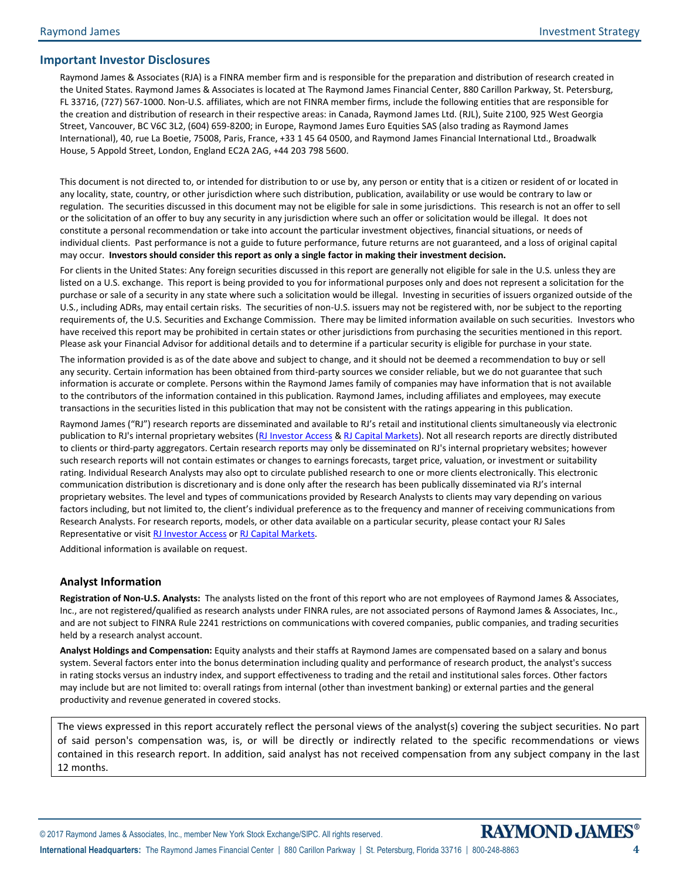## Important Investor Disclosures

Raymond James & Associates (RJA) is a FINRA member firm and is responsible for the preparation and distribution of research created in the United States. Raymond James & Associates is located at The Raymond James Financial Center, 880 Carillon Parkway, St. Petersburg, FL 33716, (727) 567-1000. Non-U.S. affiliates, which are not FINRA member firms, include the following entities that are responsible for the creation and distribution of research in their respective areas: in Canada, Raymond James Ltd. (RJL), Suite 2100, 925 West Georgia Street, Vancouver, BC V6C 3L2, (604) 659-8200; in Europe, Raymond James Euro Equities SAS (also trading as Raymond James International), 40, rue La Boetie, 75008, Paris, France, +33 1 45 64 0500, and Raymond James Financial International Ltd., Broadwalk House, 5 Appold Street, London, England EC2A 2AG, +44 203 798 5600.

This document is not directed to, or intended for distribution to or use by, any person or entity that is a citizen or resident of or located in any locality, state, country, or other jurisdiction where such distribution, publication, availability or use would be contrary to law or regulation. The securities discussed in this document may not be eligible for sale in some jurisdictions. This research is not an offer to sell or the solicitation of an offer to buy any security in any jurisdiction where such an offer or solicitation would be illegal. It does not constitute a personal recommendation or take into account the particular investment objectives, financial situations, or needs of individual clients. Past performance is not a guide to future performance, future returns are not guaranteed, and a loss of original capital may occur. **Investors should consider this report as only a single factor in making their investment decision.**

For clients in the United States: Any foreign securities discussed in this report are generally not eligible for sale in the U.S. unless they are listed on a U.S. exchange. This report is being provided to you for informational purposes only and does not represent a solicitation for the purchase or sale of a security in any state where such a solicitation would be illegal. Investing in securities of issuers organized outside of the U.S., including ADRs, may entail certain risks. The securities of non-U.S. issuers may not be registered with, nor be subject to the reporting requirements of, the U.S. Securities and Exchange Commission. There may be limited information available on such securities. Investors who have received this report may be prohibited in certain states or other jurisdictions from purchasing the securities mentioned in this report. Please ask your Financial Advisor for additional details and to determine if a particular security is eligible for purchase in your state.

The information provided is as of the date above and subject to change, and it should not be deemed a recommendation to buy or sell any security. Certain information has been obtained from third-party sources we consider reliable, but we do not guarantee that such information is accurate or complete. Persons within the Raymond James family of companies may have information that is not available to the contributors of the information contained in this publication. Raymond James, including affiliates and employees, may execute transactions in the securities listed in this publication that may not be consistent with the ratings appearing in this publication.

Raymond James ("RJ") research reports are disseminated and available to RJ's retail and institutional clients simultaneously via electronic publication to RJ's internal proprietary websites (RJ Investor Access & RJ Capital Markets). Not all research reports are directly distributed to clients or third-party aggregators. Certain research reports may only be disseminated on RJ's internal proprietary websites; however such research reports will not contain estimates or changes to earnings forecasts, target price, valuation, or investment or suitability rating. Individual Research Analysts may also opt to circulate published research to one or more clients electronically. This electronic communication distribution is discretionary and is done only after the research has been publically disseminated via RJ's internal proprietary websites. The level and types of communications provided by Research Analysts to clients may vary depending on various factors including, but not limited to, the client's individual preference as to the frequency and manner of receiving communications from Research Analysts. For research reports, models, or other data available on a particular security, please contact your RJ Sales Representative or visit RJ Investor Access or RJ Capital Markets.

Additional information is available on request.

### Analyst Information

**Registration of Non-U.S. Analysts:** The analysts listed on the front of this report who are not employees of Raymond James & Associates, Inc., are not registered/qualified as research analysts under FINRA rules, are not associated persons of Raymond James & Associates, Inc., and are not subject to FINRA Rule 2241 restrictions on communications with covered companies, public companies, and trading securities held by a research analyst account.

**Analyst Holdings and Compensation:** Equity analysts and their staffs at Raymond James are compensated based on a salary and bonus system. Several factors enter into the bonus determination including quality and performance of research product, the analyst's success in rating stocks versus an industry index, and support effectiveness to trading and the retail and institutional sales forces. Other factors may include but are not limited to: overall ratings from internal (other than investment banking) or external parties and the general productivity and revenue generated in covered stocks.

The views expressed in this report accurately reflect the personal views of the analyst(s) covering the subject securities. No part of said person's compensation was, is, or will be directly or indirectly related to the specific recommendations or views contained in this research report. In addition, said analyst has not received compensation from any subject company in the last 12 months.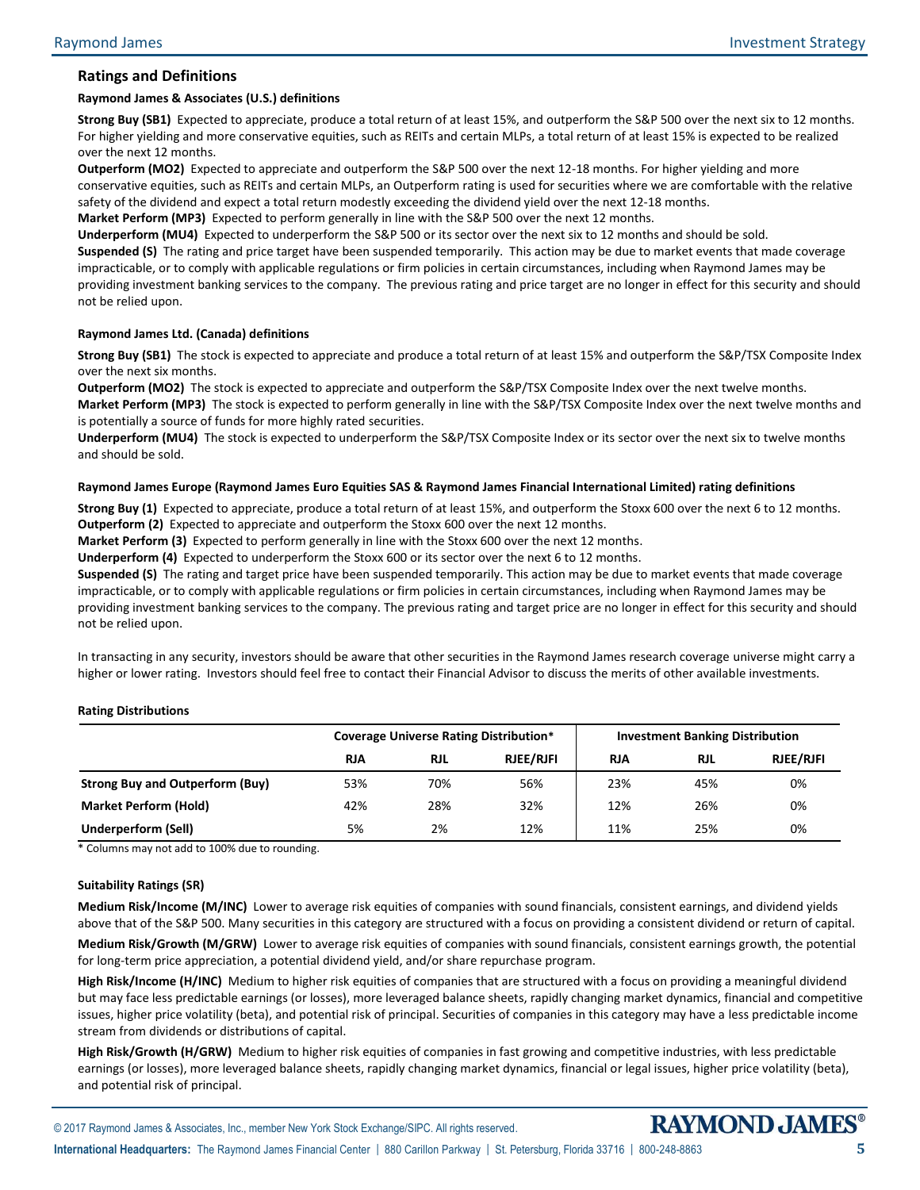## Ratings and Definitions

**Raymond James & Associates (U.S.) definitions**

**Strong Buy (SB1)** Expected to appreciate, produce a total return of at least 15%, and outperform the S&P 500 over the next six to 12 months. For higher yielding and more conservative equities, such as REITs and certain MLPs, a total return of at least 15% is expected to be realized over the next 12 months.

**Outperform (MO2)** Expected to appreciate and outperform the S&P 500 over the next 12-18 months. For higher yielding and more conservative equities, such as REITs and certain MLPs, an Outperform rating is used for securities where we are comfortable with the relative safety of the dividend and expect a total return modestly exceeding the dividend yield over the next 12-18 months.

**Market Perform (MP3)** Expected to perform generally in line with the S&P 500 over the next 12 months.

**Underperform (MU4)** Expected to underperform the S&P 500 or its sector over the next six to 12 months and should be sold.

**Suspended (S)** The rating and price target have been suspended temporarily. This action may be due to market events that made coverage impracticable, or to comply with applicable regulations or firm policies in certain circumstances, including when Raymond James may be providing investment banking services to the company. The previous rating and price target are no longer in effect for this security and should not be relied upon.

**Raymond James Ltd. (Canada) definitions**

**Strong Buy (SB1)** The stock is expected to appreciate and produce a total return of at least 15% and outperform the S&P/TSX Composite Index over the next six months.

**Outperform (MO2)** The stock is expected to appreciate and outperform the S&P/TSX Composite Index over the next twelve months.

**Market Perform (MP3)** The stock is expected to perform generally in line with the S&P/TSX Composite Index over the next twelve months and is potentially a source of funds for more highly rated securities.

**Underperform (MU4)** The stock is expected to underperform the S&P/TSX Composite Index or its sector over the next six to twelve months and should be sold.

**Raymond James Europe (Raymond James Euro Equities SAS & Raymond James Financial International Limited) rating definitions**

**Strong Buy (1)** Expected to appreciate, produce a total return of at least 15%, and outperform the Stoxx 600 over the next 6 to 12 months.

**Outperform (2)** Expected to appreciate and outperform the Stoxx 600 over the next 12 months.

**Market Perform (3)** Expected to perform generally in line with the Stoxx 600 over the next 12 months.

**Underperform (4)** Expected to underperform the Stoxx 600 or its sector over the next 6 to 12 months.

**Suspended (S)** The rating and target price have been suspended temporarily. This action may be due to market events that made coverage impracticable, or to comply with applicable regulations or firm policies in certain circumstances, including when Raymond James may be providing investment banking services to the company. The previous rating and target price are no longer in effect for this security and should not be relied upon.

In transacting in any security, investors should be aware that other securities in the Raymond James research coverage universe might carry a higher or lower rating. Investors should feel free to contact their Financial Advisor to discuss the merits of other available investments.

**Rating Distributions**

| | Coverage Universe Rating Distribution* | | | Investment Banking Distribution | | |
|---|---|---|---|---|---|---|
| | RJA | RJL | RJEE/RJFI | RJA | RJL | RJEE/RJFI |
| **Strong Buy and Outperform (Buy)** | 53% | 70% | 56% | 23% | 45% | 0% |
| **Market Perform (Hold)** | 42% | 28% | 32% | 12% | 26% | 0% |
| **Underperform (Sell)** | 5% | 2% | 12% | 11% | 25% | 0% |

\* Columns may not add to 100% due to rounding.

**Suitability Ratings (SR)**

**Medium Risk/Income (M/INC)** Lower to average risk equities of companies with sound financials, consistent earnings, and dividend yields above that of the S&P 500. Many securities in this category are structured with a focus on providing a consistent dividend or return of capital.

**Medium Risk/Growth (M/GRW)** Lower to average risk equities of companies with sound financials, consistent earnings growth, the potential for long-term price appreciation, a potential dividend yield, and/or share repurchase program.

**High Risk/Income (H/INC)** Medium to higher risk equities of companies that are structured with a focus on providing a meaningful dividend but may face less predictable earnings (or losses), more leveraged balance sheets, rapidly changing market dynamics, financial and competitive issues, higher price volatility (beta), and potential risk of principal. Securities of companies in this category may have a less predictable income stream from dividends or distributions of capital.

**High Risk/Growth (H/GRW)** Medium to higher risk equities of companies in fast growing and competitive industries, with less predictable earnings (or losses), more leveraged balance sheets, rapidly changing market dynamics, financial or legal issues, higher price volatility (beta), and potential risk of principal.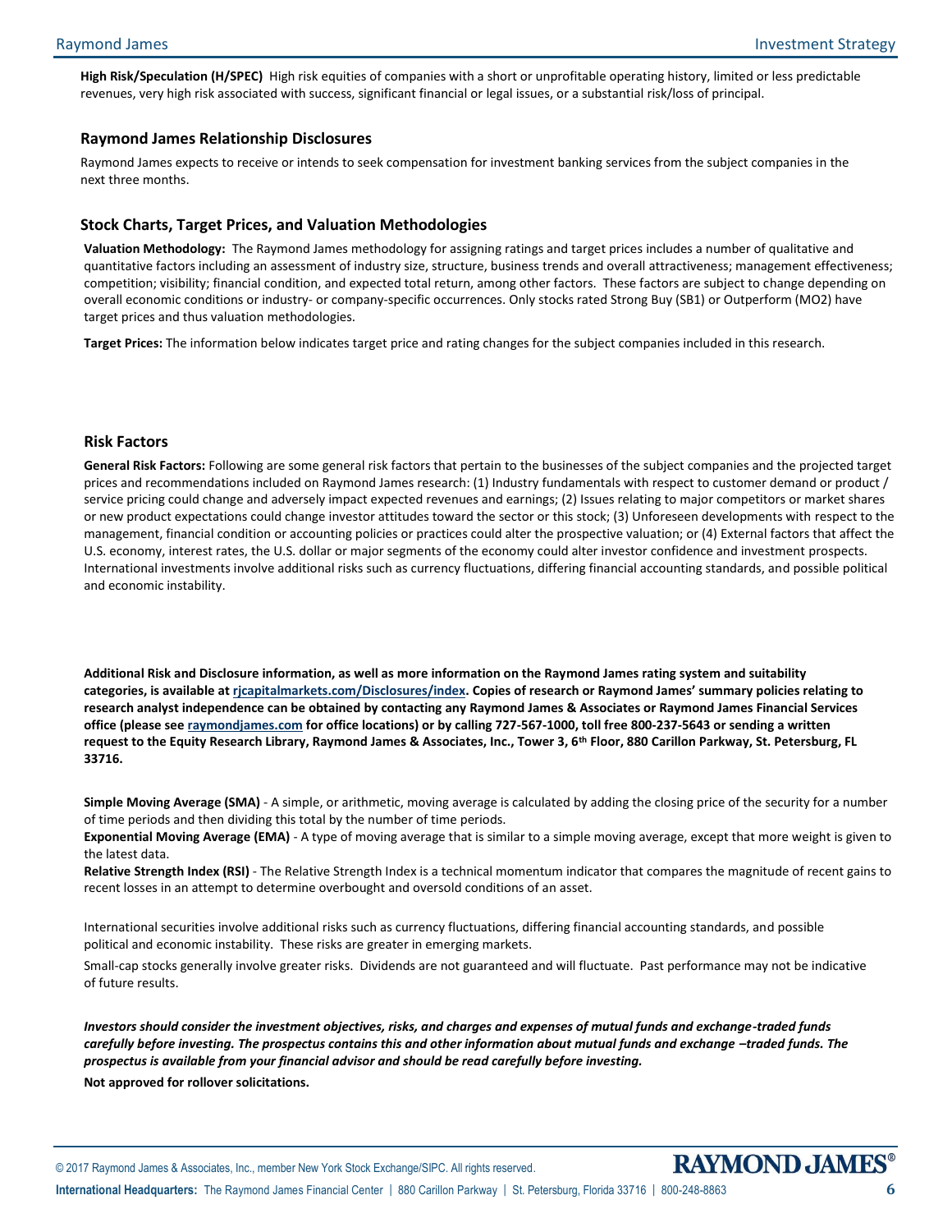**High Risk/Speculation (H/SPEC)** High risk equities of companies with a short or unprofitable operating history, limited or less predictable revenues, very high risk associated with success, significant financial or legal issues, or a substantial risk/loss of principal.

### Raymond James Relationship Disclosures

Raymond James expects to receive or intends to seek compensation for investment banking services from the subject companies in the next three months.

### Stock Charts, Target Prices, and Valuation Methodologies

**Valuation Methodology:** The Raymond James methodology for assigning ratings and target prices includes a number of qualitative and quantitative factors including an assessment of industry size, structure, business trends and overall attractiveness; management effectiveness; competition; visibility; financial condition, and expected total return, among other factors. These factors are subject to change depending on overall economic conditions or industry- or company-specific occurrences. Only stocks rated Strong Buy (SB1) or Outperform (MO2) have target prices and thus valuation methodologies.

**Target Prices:** The information below indicates target price and rating changes for the subject companies included in this research.

### Risk Factors

**General Risk Factors:** Following are some general risk factors that pertain to the businesses of the subject companies and the projected target prices and recommendations included on Raymond James research: (1) Industry fundamentals with respect to customer demand or product / service pricing could change and adversely impact expected revenues and earnings; (2) Issues relating to major competitors or market shares or new product expectations could change investor attitudes toward the sector or this stock; (3) Unforeseen developments with respect to the management, financial condition or accounting policies or practices could alter the prospective valuation; or (4) External factors that affect the U.S. economy, interest rates, the U.S. dollar or major segments of the economy could alter investor confidence and investment prospects. International investments involve additional risks such as currency fluctuations, differing financial accounting standards, and possible political and economic instability.

**Additional Risk and Disclosure information, as well as more information on the Raymond James rating system and suitability categories, is available at rjcapitalmarkets.com/Disclosures/index. Copies of research or Raymond James' summary policies relating to research analyst independence can be obtained by contacting any Raymond James & Associates or Raymond James Financial Services office (please see raymondjames.com for office locations) or by calling 727-567-1000, toll free 800-237-5643 or sending a written request to the Equity Research Library, Raymond James & Associates, Inc., Tower 3, 6th Floor, 880 Carillon Parkway, St. Petersburg, FL 33716.**

**Simple Moving Average (SMA)** - A simple, or arithmetic, moving average is calculated by adding the closing price of the security for a number of time periods and then dividing this total by the number of time periods.
**Exponential Moving Average (EMA)** - A type of moving average that is similar to a simple moving average, except that more weight is given to the latest data.
**Relative Strength Index (RSI)** - The Relative Strength Index is a technical momentum indicator that compares the magnitude of recent gains to recent losses in an attempt to determine overbought and oversold conditions of an asset.

International securities involve additional risks such as currency fluctuations, differing financial accounting standards, and possible political and economic instability. These risks are greater in emerging markets.

Small-cap stocks generally involve greater risks. Dividends are not guaranteed and will fluctuate. Past performance may not be indicative of future results.

***Investors should consider the investment objectives, risks, and charges and expenses of mutual funds and exchange-traded funds carefully before investing. The prospectus contains this and other information about mutual funds and exchange –traded funds. The prospectus is available from your financial advisor and should be read carefully before investing.***

**Not approved for rollover solicitations.**

© 2017 Raymond James & Associates, Inc., member New York Stock Exchange/SIPC. All rights reserved.

**International Headquarters:** The Raymond James Financial Center | 880 Carillon Parkway | St. Petersburg, Florida 33716 | 800-248-8863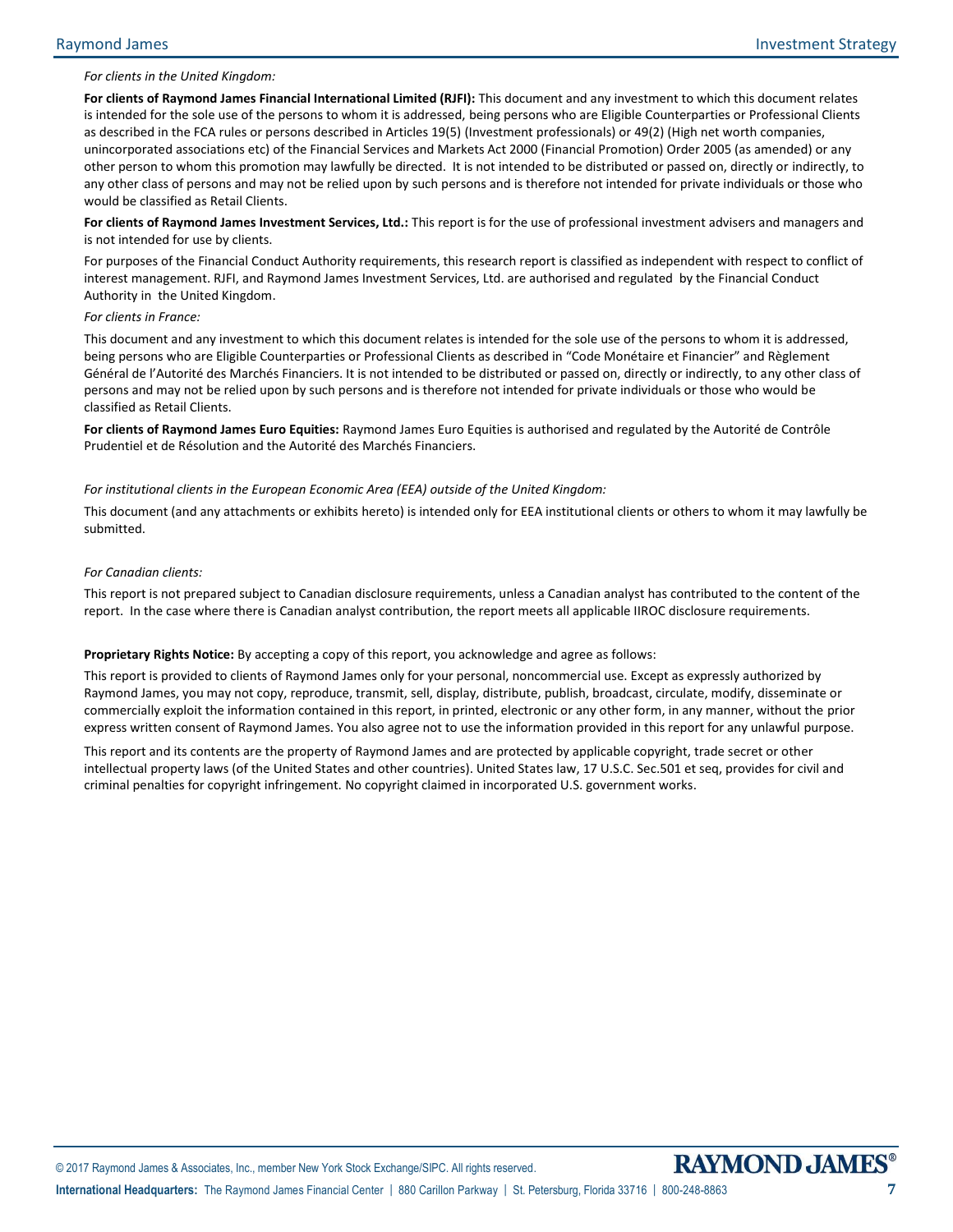*For clients in the United Kingdom:*

**For clients of Raymond James Financial International Limited (RJFI):** This document and any investment to which this document relates is intended for the sole use of the persons to whom it is addressed, being persons who are Eligible Counterparties or Professional Clients as described in the FCA rules or persons described in Articles 19(5) (Investment professionals) or 49(2) (High net worth companies, unincorporated associations etc) of the Financial Services and Markets Act 2000 (Financial Promotion) Order 2005 (as amended) or any other person to whom this promotion may lawfully be directed. It is not intended to be distributed or passed on, directly or indirectly, to any other class of persons and may not be relied upon by such persons and is therefore not intended for private individuals or those who would be classified as Retail Clients.

**For clients of Raymond James Investment Services, Ltd.:** This report is for the use of professional investment advisers and managers and is not intended for use by clients.

For purposes of the Financial Conduct Authority requirements, this research report is classified as independent with respect to conflict of interest management. RJFI, and Raymond James Investment Services, Ltd. are authorised and regulated by the Financial Conduct Authority in the United Kingdom.

*For clients in France:*

This document and any investment to which this document relates is intended for the sole use of the persons to whom it is addressed, being persons who are Eligible Counterparties or Professional Clients as described in "Code Monétaire et Financier" and Règlement Général de l'Autorité des Marchés Financiers. It is not intended to be distributed or passed on, directly or indirectly, to any other class of persons and may not be relied upon by such persons and is therefore not intended for private individuals or those who would be classified as Retail Clients.

**For clients of Raymond James Euro Equities:** Raymond James Euro Equities is authorised and regulated by the Autorité de Contrôle Prudentiel et de Résolution and the Autorité des Marchés Financiers.

*For institutional clients in the European Economic Area (EEA) outside of the United Kingdom:*

This document (and any attachments or exhibits hereto) is intended only for EEA institutional clients or others to whom it may lawfully be submitted.

*For Canadian clients:*

This report is not prepared subject to Canadian disclosure requirements, unless a Canadian analyst has contributed to the content of the report. In the case where there is Canadian analyst contribution, the report meets all applicable IIROC disclosure requirements.

**Proprietary Rights Notice:** By accepting a copy of this report, you acknowledge and agree as follows:

This report is provided to clients of Raymond James only for your personal, noncommercial use. Except as expressly authorized by Raymond James, you may not copy, reproduce, transmit, sell, display, distribute, publish, broadcast, circulate, modify, disseminate or commercially exploit the information contained in this report, in printed, electronic or any other form, in any manner, without the prior express written consent of Raymond James. You also agree not to use the information provided in this report for any unlawful purpose.

This report and its contents are the property of Raymond James and are protected by applicable copyright, trade secret or other intellectual property laws (of the United States and other countries). United States law, 17 U.S.C. Sec.501 et seq, provides for civil and criminal penalties for copyright infringement. No copyright claimed in incorporated U.S. government works.